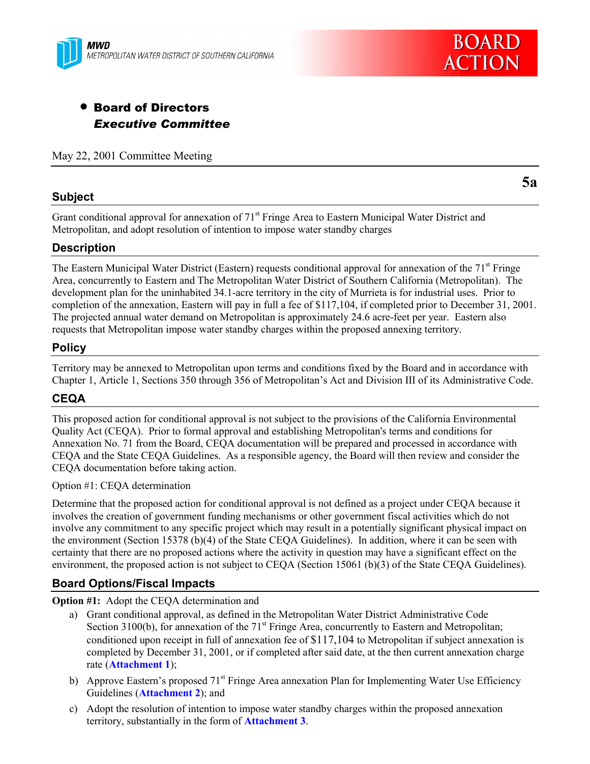MWD
METROPOLITAN WATER DISTRICT OF SOUTHERN CALIFORNIA

BOARD ACTION

- **Board of Directors**
  ***Executive Committee***

May 22, 2001 Committee Meeting

**5a**

## Subject

Grant conditional approval for annexation of 71st Fringe Area to Eastern Municipal Water District and Metropolitan, and adopt resolution of intention to impose water standby charges

## Description

The Eastern Municipal Water District (Eastern) requests conditional approval for annexation of the 71st Fringe Area, concurrently to Eastern and The Metropolitan Water District of Southern California (Metropolitan). The development plan for the uninhabited 34.1-acre territory in the city of Murrieta is for industrial uses. Prior to completion of the annexation, Eastern will pay in full a fee of $117,104, if completed prior to December 31, 2001. The projected annual water demand on Metropolitan is approximately 24.6 acre-feet per year. Eastern also requests that Metropolitan impose water standby charges within the proposed annexing territory.

## Policy

Territory may be annexed to Metropolitan upon terms and conditions fixed by the Board and in accordance with Chapter 1, Article 1, Sections 350 through 356 of Metropolitan's Act and Division III of its Administrative Code.

## CEQA

This proposed action for conditional approval is not subject to the provisions of the California Environmental Quality Act (CEQA). Prior to formal approval and establishing Metropolitan's terms and conditions for Annexation No. 71 from the Board, CEQA documentation will be prepared and processed in accordance with CEQA and the State CEQA Guidelines. As a responsible agency, the Board will then review and consider the CEQA documentation before taking action.

Option #1: CEQA determination

Determine that the proposed action for conditional approval is not defined as a project under CEQA because it involves the creation of government funding mechanisms or other government fiscal activities which do not involve any commitment to any specific project which may result in a potentially significant physical impact on the environment (Section 15378 (b)(4) of the State CEQA Guidelines). In addition, where it can be seen with certainty that there are no proposed actions where the activity in question may have a significant effect on the environment, the proposed action is not subject to CEQA (Section 15061 (b)(3) of the State CEQA Guidelines).

## Board Options/Fiscal Impacts

**Option #1:** Adopt the CEQA determination and

a) Grant conditional approval, as defined in the Metropolitan Water District Administrative Code Section 3100(b), for annexation of the 71st Fringe Area, concurrently to Eastern and Metropolitan; conditioned upon receipt in full of annexation fee of $117,104 to Metropolitan if subject annexation is completed by December 31, 2001, or if completed after said date, at the then current annexation charge rate (**Attachment 1**);

b) Approve Eastern's proposed 71st Fringe Area annexation Plan for Implementing Water Use Efficiency Guidelines (**Attachment 2**); and

c) Adopt the resolution of intention to impose water standby charges within the proposed annexation territory, substantially in the form of **Attachment 3**.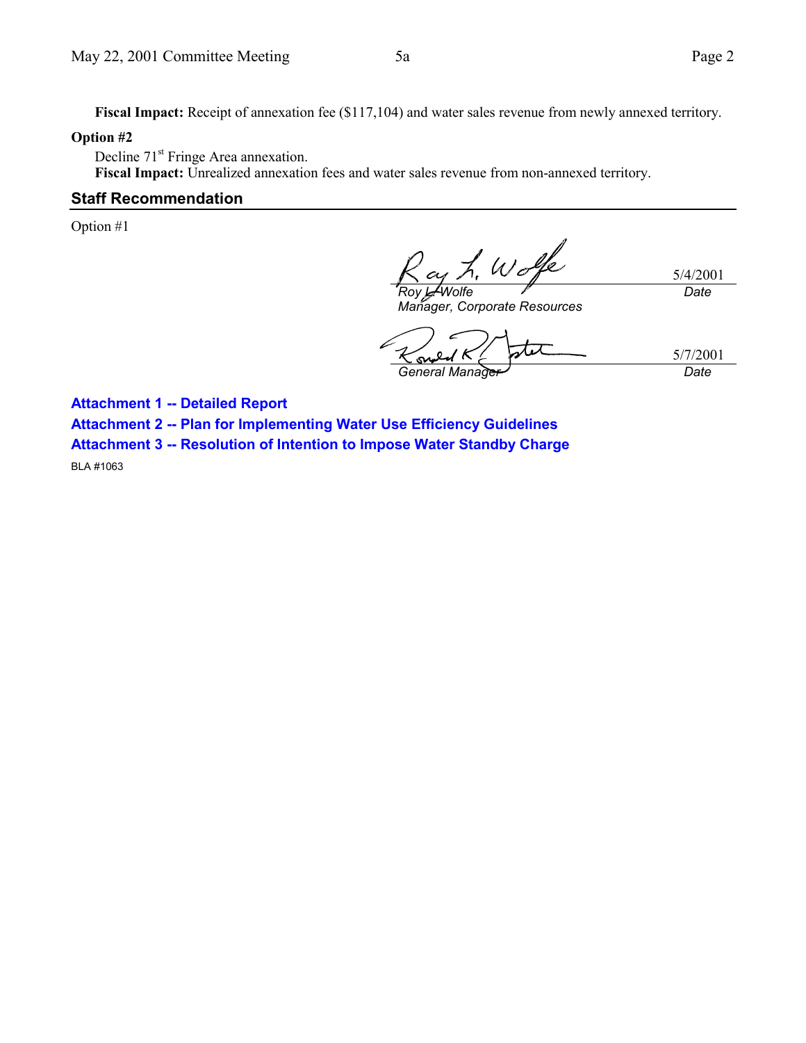**Fiscal Impact:** Receipt of annexation fee ($117,104) and water sales revenue from newly annexed territory.

**Option #2**

Decline 71st Fringe Area annexation.

**Fiscal Impact:** Unrealized annexation fees and water sales revenue from non-annexed territory.

## Staff Recommendation

Option #1

| | |
|---|---|
| Roy L. Wolfe<br>*Manager, Corporate Resources* | 5/4/2001<br>*Date* |
| *General Manager* | 5/7/2001<br>*Date* |

**Attachment 1 -- Detailed Report**

**Attachment 2 -- Plan for Implementing Water Use Efficiency Guidelines**

**Attachment 3 -- Resolution of Intention to Impose Water Standby Charge**

BLA #1063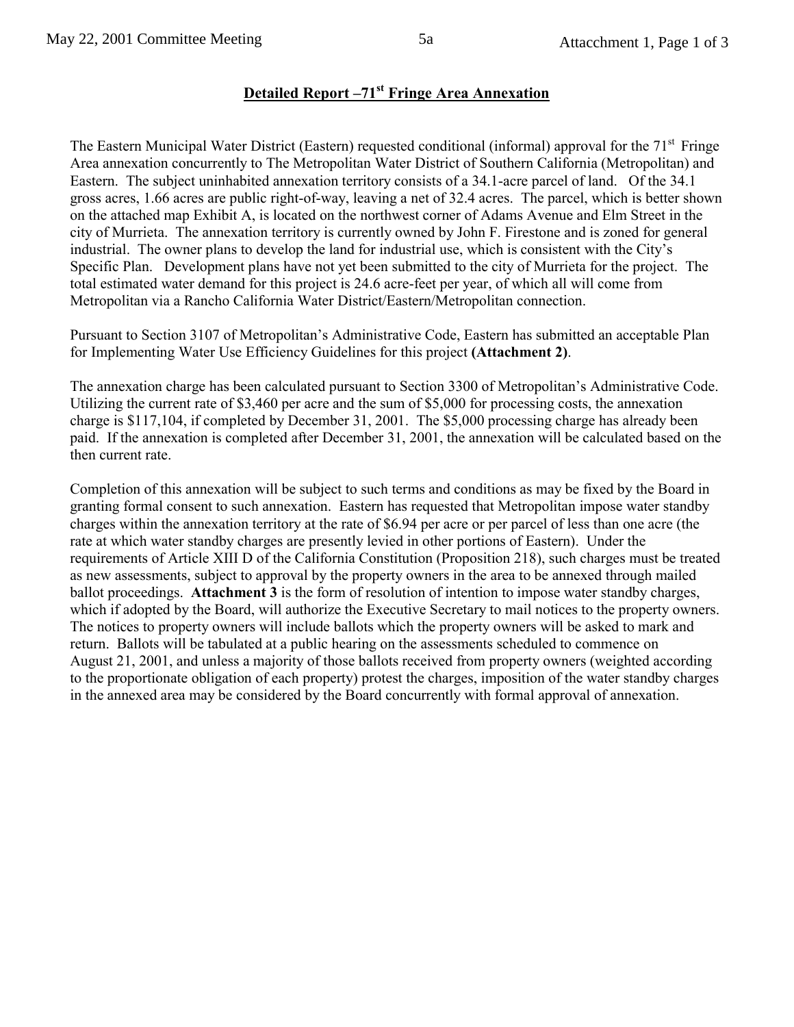## Detailed Report –71st Fringe Area Annexation

The Eastern Municipal Water District (Eastern) requested conditional (informal) approval for the 71st Fringe Area annexation concurrently to The Metropolitan Water District of Southern California (Metropolitan) and Eastern. The subject uninhabited annexation territory consists of a 34.1-acre parcel of land. Of the 34.1 gross acres, 1.66 acres are public right-of-way, leaving a net of 32.4 acres. The parcel, which is better shown on the attached map Exhibit A, is located on the northwest corner of Adams Avenue and Elm Street in the city of Murrieta. The annexation territory is currently owned by John F. Firestone and is zoned for general industrial. The owner plans to develop the land for industrial use, which is consistent with the City's Specific Plan. Development plans have not yet been submitted to the city of Murrieta for the project. The total estimated water demand for this project is 24.6 acre-feet per year, of which all will come from Metropolitan via a Rancho California Water District/Eastern/Metropolitan connection.

Pursuant to Section 3107 of Metropolitan's Administrative Code, Eastern has submitted an acceptable Plan for Implementing Water Use Efficiency Guidelines for this project **(Attachment 2)**.

The annexation charge has been calculated pursuant to Section 3300 of Metropolitan's Administrative Code. Utilizing the current rate of $3,460 per acre and the sum of $5,000 for processing costs, the annexation charge is $117,104, if completed by December 31, 2001. The $5,000 processing charge has already been paid. If the annexation is completed after December 31, 2001, the annexation will be calculated based on the then current rate.

Completion of this annexation will be subject to such terms and conditions as may be fixed by the Board in granting formal consent to such annexation. Eastern has requested that Metropolitan impose water standby charges within the annexation territory at the rate of $6.94 per acre or per parcel of less than one acre (the rate at which water standby charges are presently levied in other portions of Eastern). Under the requirements of Article XIII D of the California Constitution (Proposition 218), such charges must be treated as new assessments, subject to approval by the property owners in the area to be annexed through mailed ballot proceedings. **Attachment 3** is the form of resolution of intention to impose water standby charges, which if adopted by the Board, will authorize the Executive Secretary to mail notices to the property owners. The notices to property owners will include ballots which the property owners will be asked to mark and return. Ballots will be tabulated at a public hearing on the assessments scheduled to commence on August 21, 2001, and unless a majority of those ballots received from property owners (weighted according to the proportionate obligation of each property) protest the charges, imposition of the water standby charges in the annexed area may be considered by the Board concurrently with formal approval of annexation.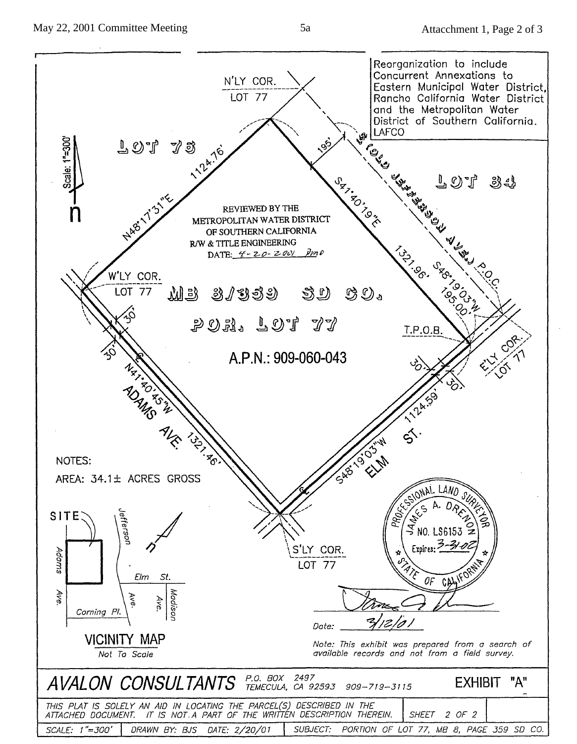Reorganization to include Concurrent Annexations to Eastern Municipal Water District, Rancho California Water District and the Metropolitan Water District of Southern California. LAFCO

N'LY COR. LOT 77

LOT 78

LOT 84

Scale: 1"=300'

REVIEWED BY THE METROPOLITAN WATER DISTRICT OF SOUTHERN CALIFORNIA
R/W & TITLE ENGINEERING
DATE: 4-20-2001

N48°17'31"E 1124.76'

S41°40'19"E 1321.96'

195'

(OLD JEFFERSON AVE.) P.O.C.

S48°19'03"W 195.00'

W'LY COR. LOT 77

MB 8/359 SD CO.
POR. LOT 77

T.P.O.B.

E'LY COR. LOT 77

A.P.N.: 909-060-043

30' 30'

30' 30'

N41°40'45"W 1321.46'

ADAMS AVE.

S48°19'03"W 1124.59'

ELM ST.

NOTES:
AREA: 34.1± ACRES GROSS

S'LY COR. LOT 77

SITE

Jefferson

Adams Ave.

Elm St.

Madison Ave.

Ave.

Corning Pl.

VICINITY MAP
*Not To Scale*

PROFESSIONAL LAND SURVEYOR
JAMES A. DRENON
NO. LS6153
Expires: 3-31-02
STATE OF CALIFORNIA

Date: 3/12/01

*Note: This exhibit was prepared from a search of available records and not from a field survey.*

**AVALON CONSULTANTS** P.O. BOX 2497 TEMECULA, CA 92593 909-719-3115

**EXHIBIT "A"**

| THIS PLAT IS SOLELY AN AID IN LOCATING THE PARCEL(S) DESCRIBED IN THE ATTACHED DOCUMENT. IT IS NOT A PART OF THE WRITTEN DESCRIPTION THEREIN. | SHEET 2 OF 2 |
|---|---|

| SCALE: 1"=300' | DRAWN BY: BJS | DATE: 2/20/01 | SUBJECT: PORTION OF LOT 77, MB 8, PAGE 359 SD CO. |
|---|---|---|---|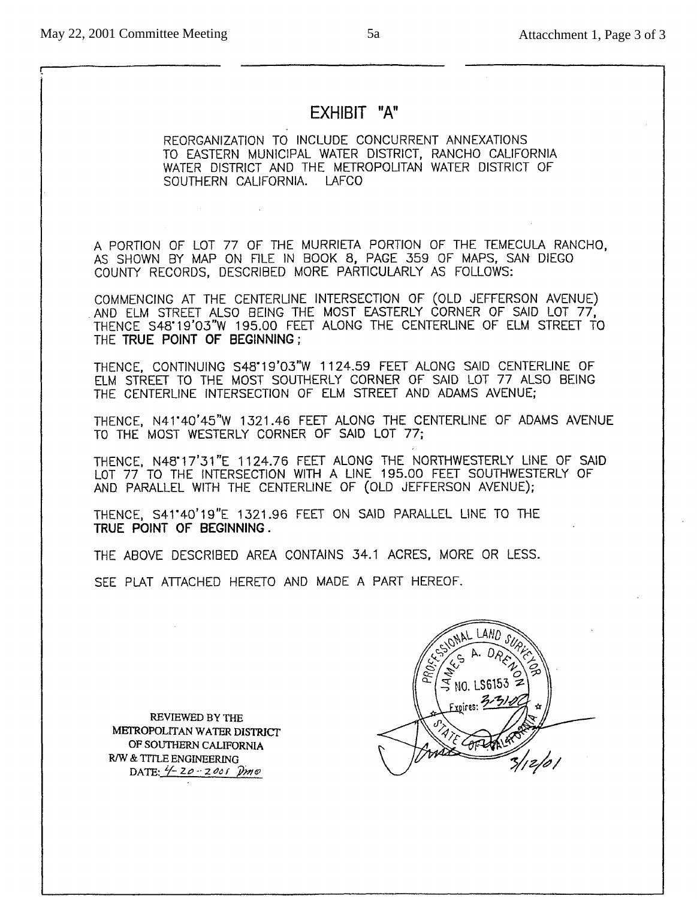# EXHIBIT "A"

REORGANIZATION TO INCLUDE CONCURRENT ANNEXATIONS TO EASTERN MUNICIPAL WATER DISTRICT, RANCHO CALIFORNIA WATER DISTRICT AND THE METROPOLITAN WATER DISTRICT OF SOUTHERN CALIFORNIA. LAFCO

A PORTION OF LOT 77 OF THE MURRIETA PORTION OF THE TEMECULA RANCHO, AS SHOWN BY MAP ON FILE IN BOOK 8, PAGE 359 OF MAPS, SAN DIEGO COUNTY RECORDS, DESCRIBED MORE PARTICULARLY AS FOLLOWS:

COMMENCING AT THE CENTERLINE INTERSECTION OF (OLD JEFFERSON AVENUE) AND ELM STREET ALSO BEING THE MOST EASTERLY CORNER OF SAID LOT 77, THENCE S48°19'03"W 195.00 FEET ALONG THE CENTERLINE OF ELM STREET TO THE **TRUE POINT OF BEGINNING**;

THENCE, CONTINUING S48°19'03"W 1124.59 FEET ALONG SAID CENTERLINE OF ELM STREET TO THE MOST SOUTHERLY CORNER OF SAID LOT 77 ALSO BEING THE CENTERLINE INTERSECTION OF ELM STREET AND ADAMS AVENUE;

THENCE, N41°40'45"W 1321.46 FEET ALONG THE CENTERLINE OF ADAMS AVENUE TO THE MOST WESTERLY CORNER OF SAID LOT 77;

THENCE, N48°17'31"E 1124.76 FEET ALONG THE NORTHWESTERLY LINE OF SAID LOT 77 TO THE INTERSECTION WITH A LINE 195.00 FEET SOUTHWESTERLY OF AND PARALLEL WITH THE CENTERLINE OF (OLD JEFFERSON AVENUE);

THENCE, S41°40'19"E 1321.96 FEET ON SAID PARALLEL LINE TO THE **TRUE POINT OF BEGINNING**.

THE ABOVE DESCRIBED AREA CONTAINS 34.1 ACRES, MORE OR LESS.

SEE PLAT ATTACHED HERETO AND MADE A PART HEREOF.

REVIEWED BY THE
METROPOLITAN WATER DISTRICT
OF SOUTHERN CALIFORNIA
R/W & TITLE ENGINEERING
DATE: 4-20-2001

PROFESSIONAL LAND SURVEYOR
JAMES A. DRENON
NO. LS6153
Expires: 3-31-02
STATE OF CALIFORNIA

3/12/01